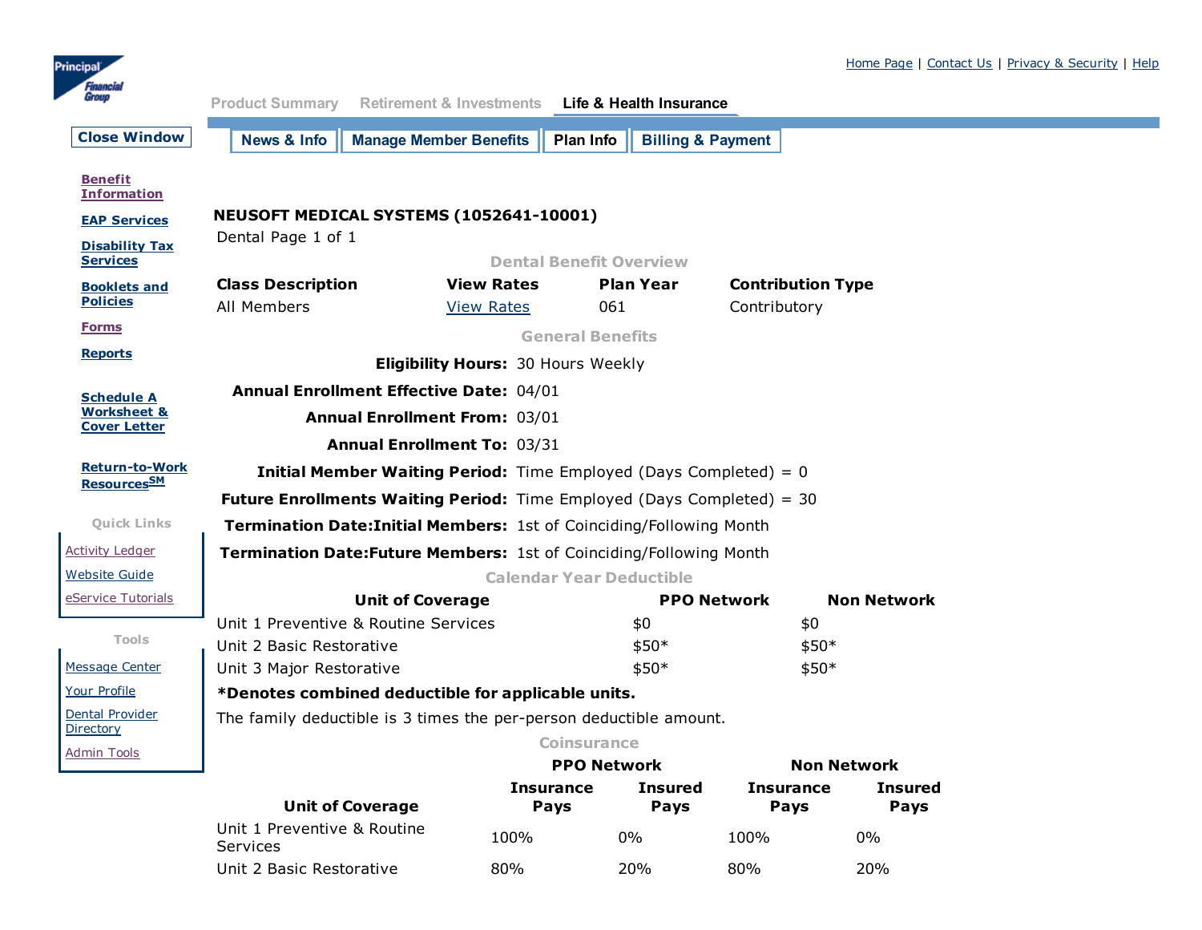Home Page | Contact Us | Privacy & Security | Help

Product Summary | Retirement & Investments | **Life & Health Insurance**

Close Window

News & Info | Manage Member Benefits | Plan Info | Billing & Payment

- Benefit Information
- EAP Services
- Disability Tax Services
- Booklets and Policies
- Forms
- Reports
- Schedule A Worksheet & Cover Letter
- Return-to-Work Resources[SM]

**Quick Links**

- Activity Ledger
- Website Guide
- eService Tutorials

**Tools**

- Message Center
- Your Profile
- Dental Provider Directory
- Admin Tools

## NEUSOFT MEDICAL SYSTEMS (1052641-10001)

Dental Page 1 of 1

### Dental Benefit Overview

| Class Description | View Rates | Plan Year | Contribution Type |
|---|---|---|---|
| All Members | View Rates | 061 | Contributory |

### General Benefits

| | |
|---|---|
| **Eligibility Hours:** | 30 Hours Weekly |
| **Annual Enrollment Effective Date:** | 04/01 |
| **Annual Enrollment From:** | 03/01 |
| **Annual Enrollment To:** | 03/31 |
| **Initial Member Waiting Period:** | Time Employed (Days Completed) = 0 |
| **Future Enrollments Waiting Period:** | Time Employed (Days Completed) = 30 |
| **Termination Date:Initial Members:** | 1st of Coinciding/Following Month |
| **Termination Date:Future Members:** | 1st of Coinciding/Following Month |

### Calendar Year Deductible

| Unit of Coverage | PPO Network | Non Network |
|---|---|---|
| Unit 1 Preventive & Routine Services | $0 | $0 |
| Unit 2 Basic Restorative | $50* | $50* |
| Unit 3 Major Restorative | $50* | $50* |

**\*Denotes combined deductible for applicable units.**

The family deductible is 3 times the per-person deductible amount.

### Coinsurance

| | PPO Network | | Non Network | |
|---|---|---|---|---|
| **Unit of Coverage** | **Insurance Pays** | **Insured Pays** | **Insurance Pays** | **Insured Pays** |
| Unit 1 Preventive & Routine Services | 100% | 0% | 100% | 0% |
| Unit 2 Basic Restorative | 80% | 20% | 80% | 20% |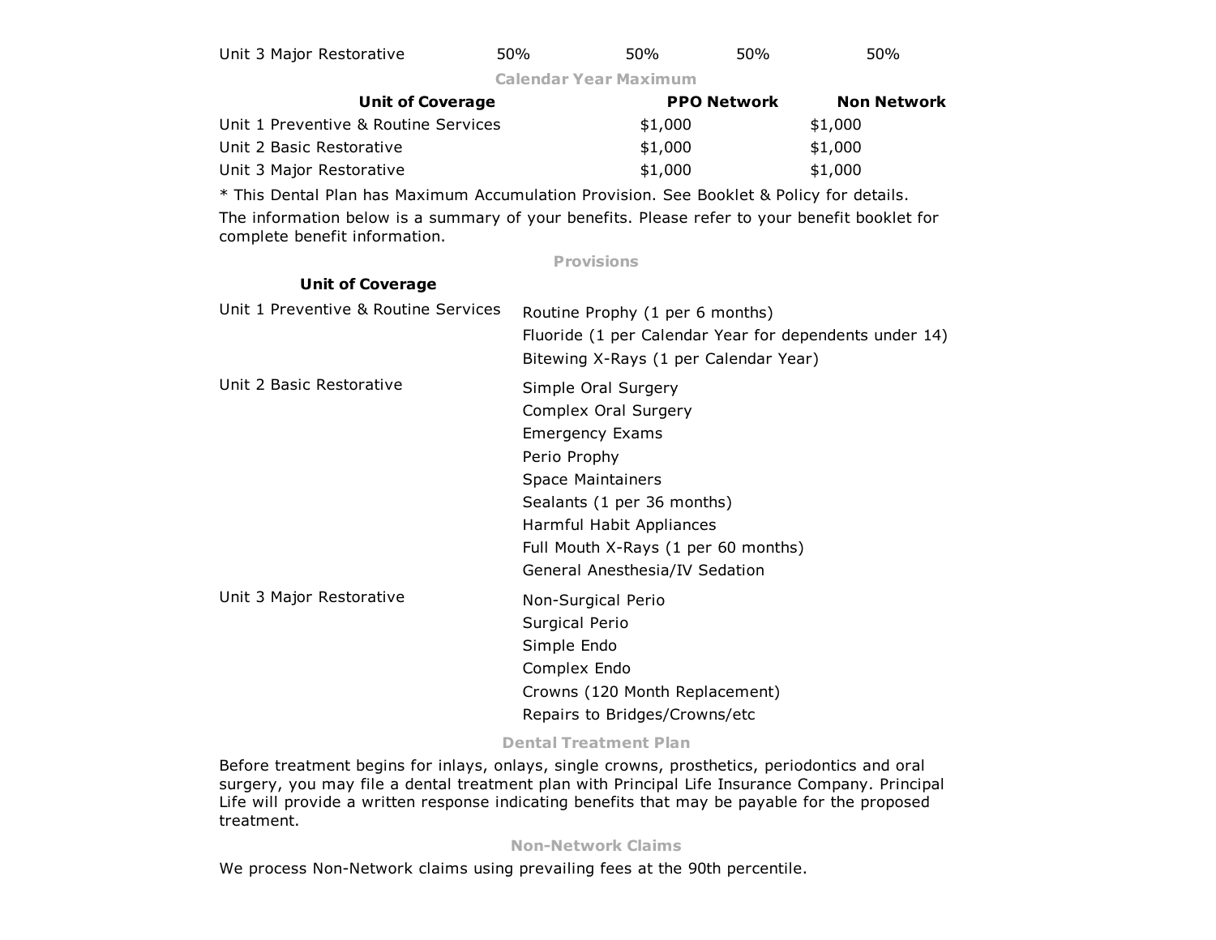| Unit 3 Major Restorative | 50% | 50% | 50% | 50% |
|---|---|---|---|---|

### Calendar Year Maximum

| Unit of Coverage | PPO Network | Non Network |
|---|---|---|
| Unit 1 Preventive & Routine Services | $1,000 | $1,000 |
| Unit 2 Basic Restorative | $1,000 | $1,000 |
| Unit 3 Major Restorative | $1,000 | $1,000 |

* This Dental Plan has Maximum Accumulation Provision. See Booklet & Policy for details.

The information below is a summary of your benefits. Please refer to your benefit booklet for complete benefit information.

### Provisions

| Unit of Coverage | |
|---|---|
| Unit 1 Preventive & Routine Services | Routine Prophy (1 per 6 months)<br>Fluoride (1 per Calendar Year for dependents under 14)<br>Bitewing X-Rays (1 per Calendar Year) |
| Unit 2 Basic Restorative | Simple Oral Surgery<br>Complex Oral Surgery<br>Emergency Exams<br>Perio Prophy<br>Space Maintainers<br>Sealants (1 per 36 months)<br>Harmful Habit Appliances<br>Full Mouth X-Rays (1 per 60 months)<br>General Anesthesia/IV Sedation |
| Unit 3 Major Restorative | Non-Surgical Perio<br>Surgical Perio<br>Simple Endo<br>Complex Endo<br>Crowns (120 Month Replacement)<br>Repairs to Bridges/Crowns/etc |

### Dental Treatment Plan

Before treatment begins for inlays, onlays, single crowns, prosthetics, periodontics and oral surgery, you may file a dental treatment plan with Principal Life Insurance Company. Principal Life will provide a written response indicating benefits that may be payable for the proposed treatment.

### Non-Network Claims

We process Non-Network claims using prevailing fees at the 90th percentile.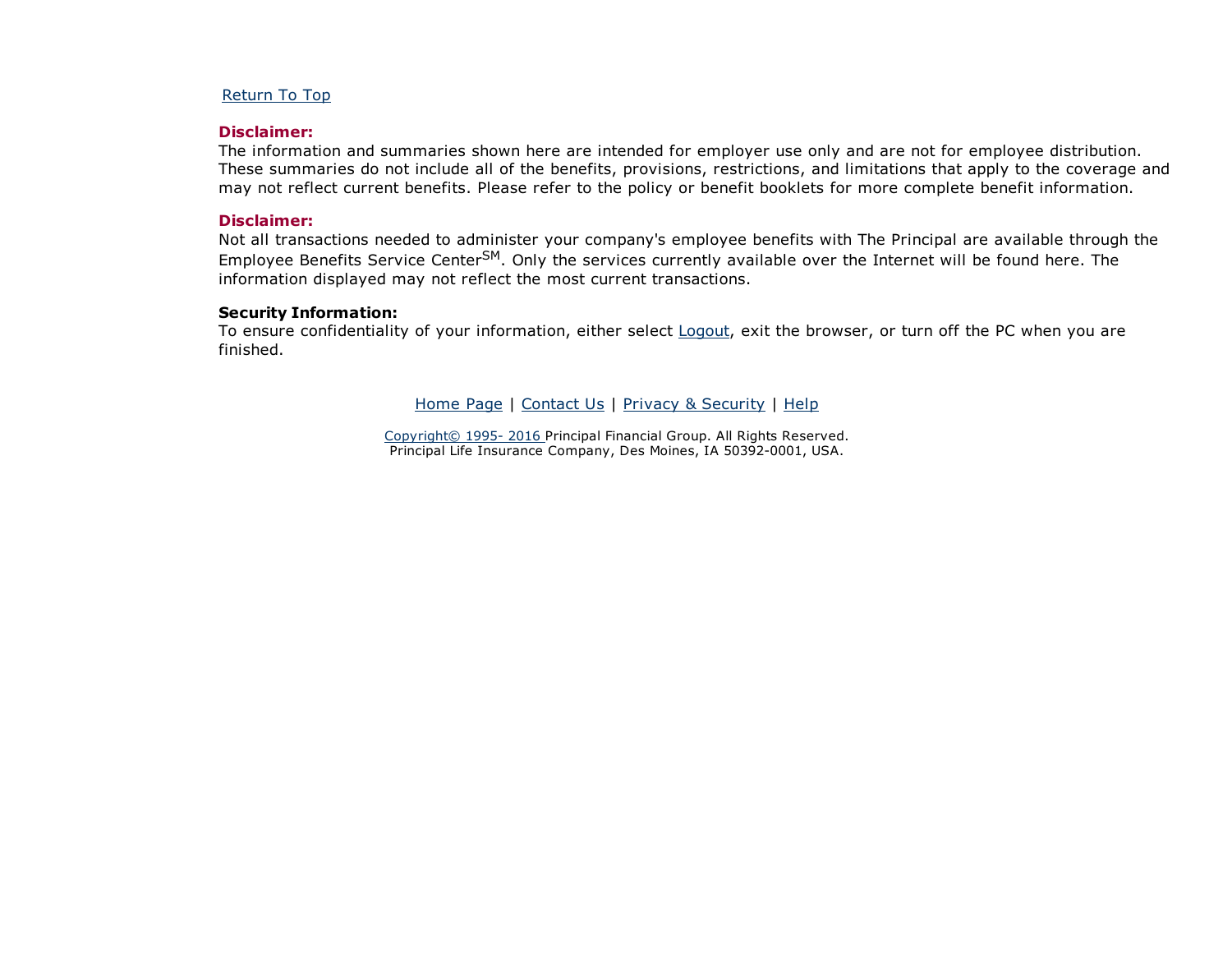Return To Top

**Disclaimer:**
The information and summaries shown here are intended for employer use only and are not for employee distribution. These summaries do not include all of the benefits, provisions, restrictions, and limitations that apply to the coverage and may not reflect current benefits. Please refer to the policy or benefit booklets for more complete benefit information.

**Disclaimer:**
Not all transactions needed to administer your company's employee benefits with The Principal are available through the Employee Benefits Service Center$^{SM}$. Only the services currently available over the Internet will be found here. The information displayed may not reflect the most current transactions.

**Security Information:**
To ensure confidentiality of your information, either select Logout, exit the browser, or turn off the PC when you are finished.

Home Page | Contact Us | Privacy & Security | Help

Copyright© 1995- 2016 Principal Financial Group. All Rights Reserved.
Principal Life Insurance Company, Des Moines, IA 50392-0001, USA.